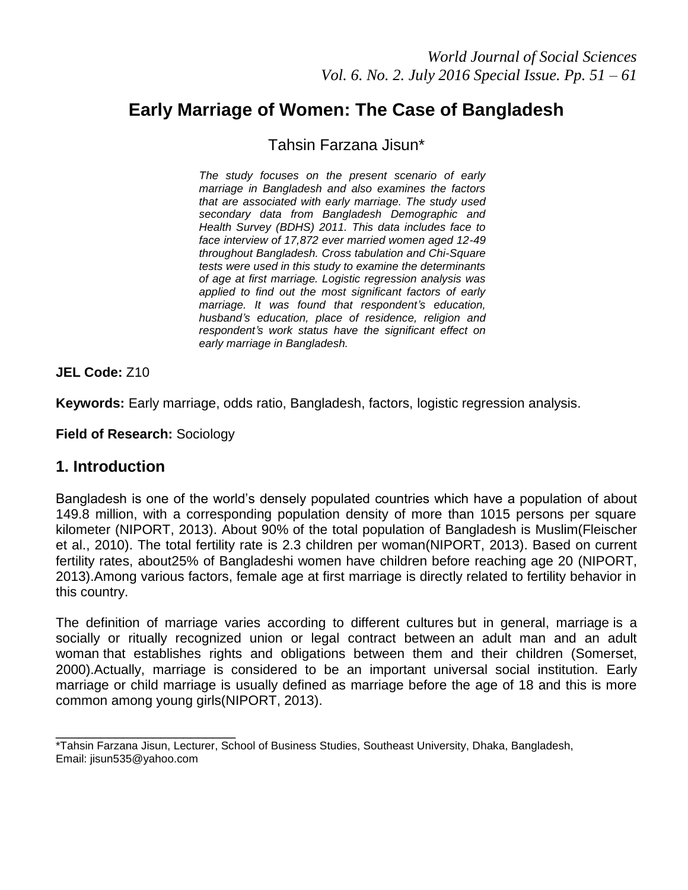# Early Marriage of Women: The Case of Bangladesh

Tahsin Farzana Jisun*

*The study focuses on the present scenario of early marriage in Bangladesh and also examines the factors that are associated with early marriage. The study used secondary data from Bangladesh Demographic and Health Survey (BDHS) 2011. This data includes face to face interview of 17,872 ever married women aged 12-49 throughout Bangladesh. Cross tabulation and Chi-Square tests were used in this study to examine the determinants of age at first marriage. Logistic regression analysis was applied to find out the most significant factors of early marriage. It was found that respondent's education, husband's education, place of residence, religion and respondent's work status have the significant effect on early marriage in Bangladesh.*

**JEL Code:** Z10

**Keywords:** Early marriage, odds ratio, Bangladesh, factors, logistic regression analysis.

**Field of Research:** Sociology

## 1. Introduction

Bangladesh is one of the world's densely populated countries which have a population of about 149.8 million, with a corresponding population density of more than 1015 persons per square kilometer (NIPORT, 2013). About 90% of the total population of Bangladesh is Muslim(Fleischer et al., 2010). The total fertility rate is 2.3 children per woman(NIPORT, 2013). Based on current fertility rates, about25% of Bangladeshi women have children before reaching age 20 (NIPORT, 2013).Among various factors, female age at first marriage is directly related to fertility behavior in this country.

The definition of marriage varies according to different cultures but in general, marriage is a socially or ritually recognized union or legal contract between an adult man and an adult woman that establishes rights and obligations between them and their children (Somerset, 2000).Actually, marriage is considered to be an important universal social institution. Early marriage or child marriage is usually defined as marriage before the age of 18 and this is more common among young girls(NIPORT, 2013).

---

*Tahsin Farzana Jisun, Lecturer, School of Business Studies, Southeast University, Dhaka, Bangladesh, Email: jisun535@yahoo.com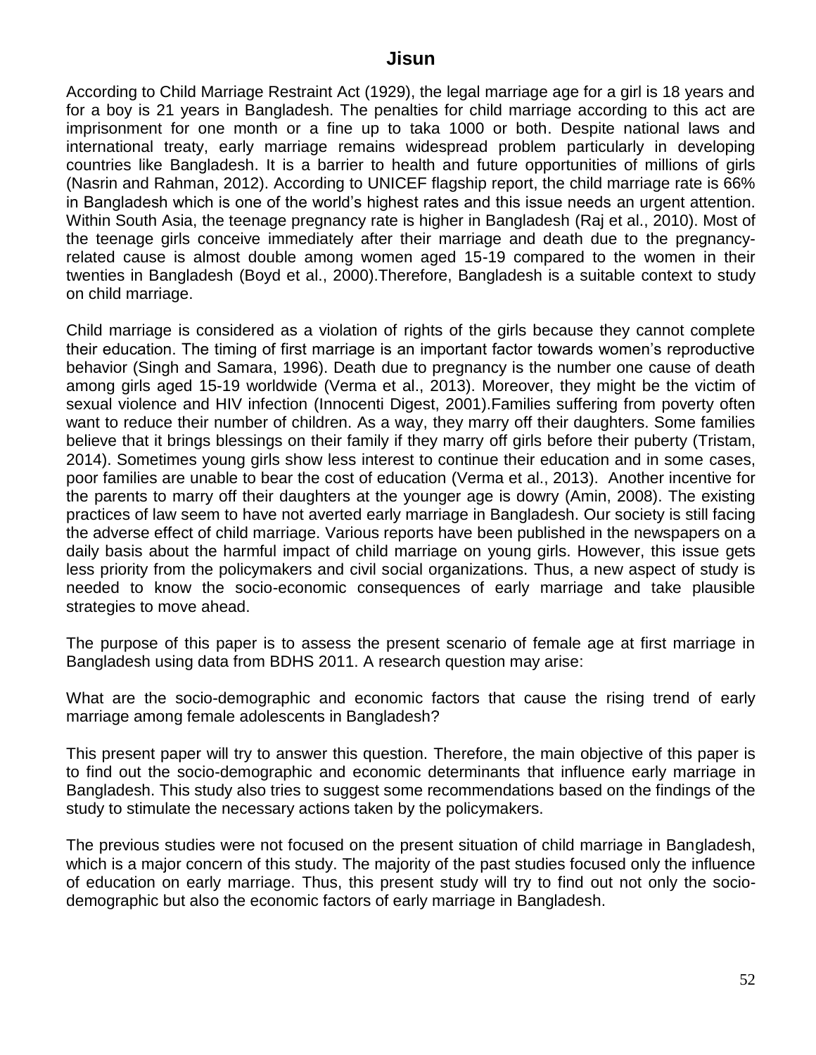According to Child Marriage Restraint Act (1929), the legal marriage age for a girl is 18 years and for a boy is 21 years in Bangladesh. The penalties for child marriage according to this act are imprisonment for one month or a fine up to taka 1000 or both. Despite national laws and international treaty, early marriage remains widespread problem particularly in developing countries like Bangladesh. It is a barrier to health and future opportunities of millions of girls (Nasrin and Rahman, 2012). According to UNICEF flagship report, the child marriage rate is 66% in Bangladesh which is one of the world's highest rates and this issue needs an urgent attention. Within South Asia, the teenage pregnancy rate is higher in Bangladesh (Raj et al., 2010). Most of the teenage girls conceive immediately after their marriage and death due to the pregnancy-related cause is almost double among women aged 15-19 compared to the women in their twenties in Bangladesh (Boyd et al., 2000).Therefore, Bangladesh is a suitable context to study on child marriage.

Child marriage is considered as a violation of rights of the girls because they cannot complete their education. The timing of first marriage is an important factor towards women's reproductive behavior (Singh and Samara, 1996). Death due to pregnancy is the number one cause of death among girls aged 15-19 worldwide (Verma et al., 2013). Moreover, they might be the victim of sexual violence and HIV infection (Innocenti Digest, 2001).Families suffering from poverty often want to reduce their number of children. As a way, they marry off their daughters. Some families believe that it brings blessings on their family if they marry off girls before their puberty (Tristam, 2014). Sometimes young girls show less interest to continue their education and in some cases, poor families are unable to bear the cost of education (Verma et al., 2013). Another incentive for the parents to marry off their daughters at the younger age is dowry (Amin, 2008). The existing practices of law seem to have not averted early marriage in Bangladesh. Our society is still facing the adverse effect of child marriage. Various reports have been published in the newspapers on a daily basis about the harmful impact of child marriage on young girls. However, this issue gets less priority from the policymakers and civil social organizations. Thus, a new aspect of study is needed to know the socio-economic consequences of early marriage and take plausible strategies to move ahead.

The purpose of this paper is to assess the present scenario of female age at first marriage in Bangladesh using data from BDHS 2011. A research question may arise:

What are the socio-demographic and economic factors that cause the rising trend of early marriage among female adolescents in Bangladesh?

This present paper will try to answer this question. Therefore, the main objective of this paper is to find out the socio-demographic and economic determinants that influence early marriage in Bangladesh. This study also tries to suggest some recommendations based on the findings of the study to stimulate the necessary actions taken by the policymakers.

The previous studies were not focused on the present situation of child marriage in Bangladesh, which is a major concern of this study. The majority of the past studies focused only the influence of education on early marriage. Thus, this present study will try to find out not only the socio-demographic but also the economic factors of early marriage in Bangladesh.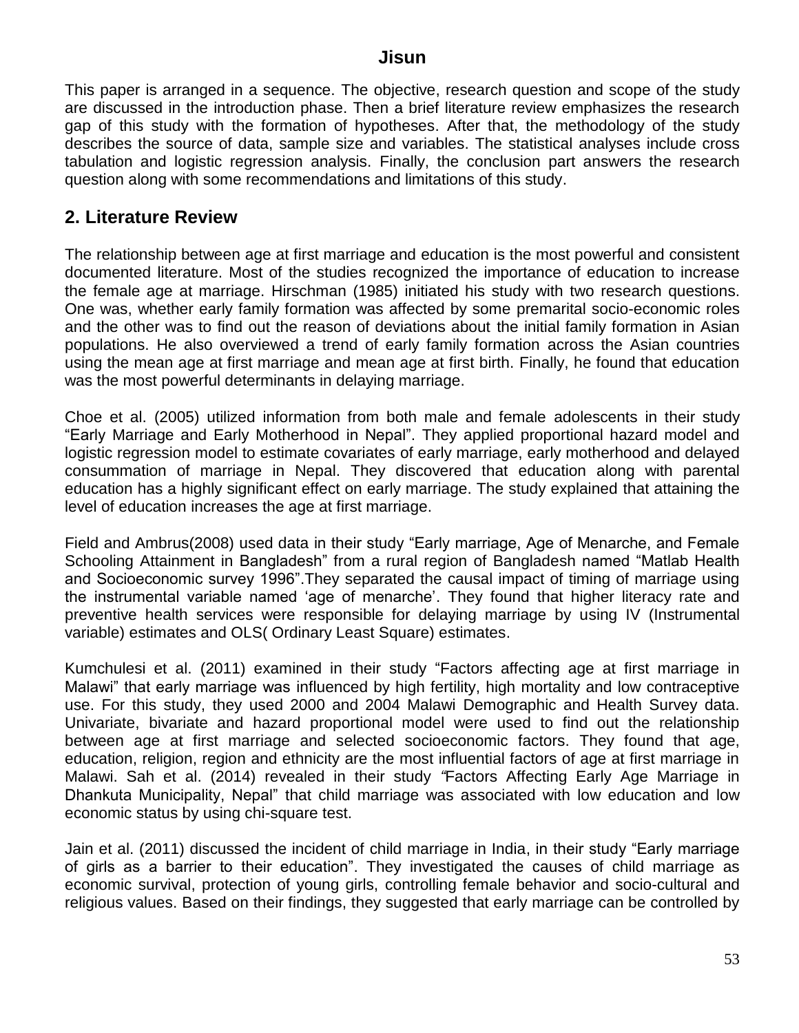This paper is arranged in a sequence. The objective, research question and scope of the study are discussed in the introduction phase. Then a brief literature review emphasizes the research gap of this study with the formation of hypotheses. After that, the methodology of the study describes the source of data, sample size and variables. The statistical analyses include cross tabulation and logistic regression analysis. Finally, the conclusion part answers the research question along with some recommendations and limitations of this study.

## 2. Literature Review

The relationship between age at first marriage and education is the most powerful and consistent documented literature. Most of the studies recognized the importance of education to increase the female age at marriage. Hirschman (1985) initiated his study with two research questions. One was, whether early family formation was affected by some premarital socio-economic roles and the other was to find out the reason of deviations about the initial family formation in Asian populations. He also overviewed a trend of early family formation across the Asian countries using the mean age at first marriage and mean age at first birth. Finally, he found that education was the most powerful determinants in delaying marriage.

Choe et al. (2005) utilized information from both male and female adolescents in their study "Early Marriage and Early Motherhood in Nepal". They applied proportional hazard model and logistic regression model to estimate covariates of early marriage, early motherhood and delayed consummation of marriage in Nepal. They discovered that education along with parental education has a highly significant effect on early marriage. The study explained that attaining the level of education increases the age at first marriage.

Field and Ambrus(2008) used data in their study "Early marriage, Age of Menarche, and Female Schooling Attainment in Bangladesh" from a rural region of Bangladesh named "Matlab Health and Socioeconomic survey 1996".They separated the causal impact of timing of marriage using the instrumental variable named 'age of menarche'. They found that higher literacy rate and preventive health services were responsible for delaying marriage by using IV (Instrumental variable) estimates and OLS( Ordinary Least Square) estimates.

Kumchulesi et al. (2011) examined in their study "Factors affecting age at first marriage in Malawi" that early marriage was influenced by high fertility, high mortality and low contraceptive use. For this study, they used 2000 and 2004 Malawi Demographic and Health Survey data. Univariate, bivariate and hazard proportional model were used to find out the relationship between age at first marriage and selected socioeconomic factors. They found that age, education, religion, region and ethnicity are the most influential factors of age at first marriage in Malawi. Sah et al. (2014) revealed in their study "Factors Affecting Early Age Marriage in Dhankuta Municipality, Nepal" that child marriage was associated with low education and low economic status by using chi-square test.

Jain et al. (2011) discussed the incident of child marriage in India, in their study "Early marriage of girls as a barrier to their education". They investigated the causes of child marriage as economic survival, protection of young girls, controlling female behavior and socio-cultural and religious values. Based on their findings, they suggested that early marriage can be controlled by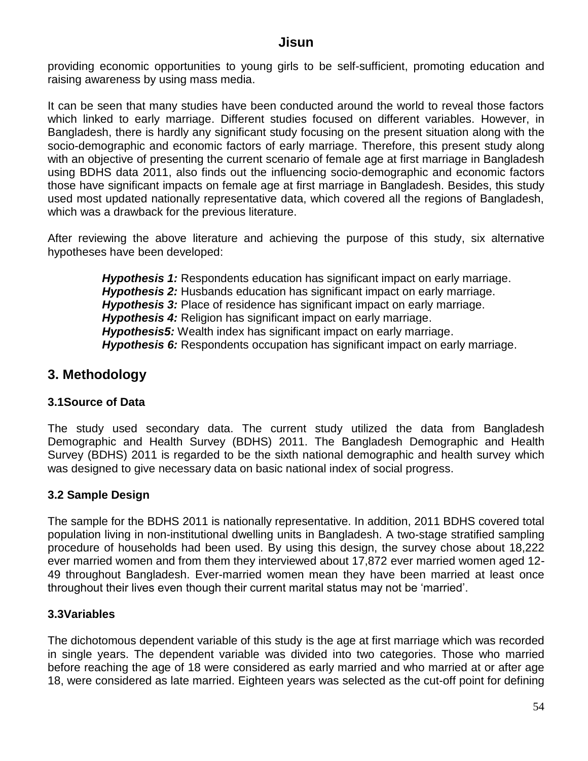providing economic opportunities to young girls to be self-sufficient, promoting education and raising awareness by using mass media.

It can be seen that many studies have been conducted around the world to reveal those factors which linked to early marriage. Different studies focused on different variables. However, in Bangladesh, there is hardly any significant study focusing on the present situation along with the socio-demographic and economic factors of early marriage. Therefore, this present study along with an objective of presenting the current scenario of female age at first marriage in Bangladesh using BDHS data 2011, also finds out the influencing socio-demographic and economic factors those have significant impacts on female age at first marriage in Bangladesh. Besides, this study used most updated nationally representative data, which covered all the regions of Bangladesh, which was a drawback for the previous literature.

After reviewing the above literature and achieving the purpose of this study, six alternative hypotheses have been developed:

> ***Hypothesis 1:*** Respondents education has significant impact on early marriage.
> ***Hypothesis 2:*** Husbands education has significant impact on early marriage.
> ***Hypothesis 3:*** Place of residence has significant impact on early marriage.
> ***Hypothesis 4:*** Religion has significant impact on early marriage.
> ***Hypothesis5:*** Wealth index has significant impact on early marriage.
> ***Hypothesis 6:*** Respondents occupation has significant impact on early marriage.

## 3. Methodology

### 3.1Source of Data

The study used secondary data. The current study utilized the data from Bangladesh Demographic and Health Survey (BDHS) 2011. The Bangladesh Demographic and Health Survey (BDHS) 2011 is regarded to be the sixth national demographic and health survey which was designed to give necessary data on basic national index of social progress.

### 3.2 Sample Design

The sample for the BDHS 2011 is nationally representative. In addition, 2011 BDHS covered total population living in non-institutional dwelling units in Bangladesh. A two-stage stratified sampling procedure of households had been used. By using this design, the survey chose about 18,222 ever married women and from them they interviewed about 17,872 ever married women aged 12-49 throughout Bangladesh. Ever-married women mean they have been married at least once throughout their lives even though their current marital status may not be 'married'.

### 3.3Variables

The dichotomous dependent variable of this study is the age at first marriage which was recorded in single years. The dependent variable was divided into two categories. Those who married before reaching the age of 18 were considered as early married and who married at or after age 18, were considered as late married. Eighteen years was selected as the cut-off point for defining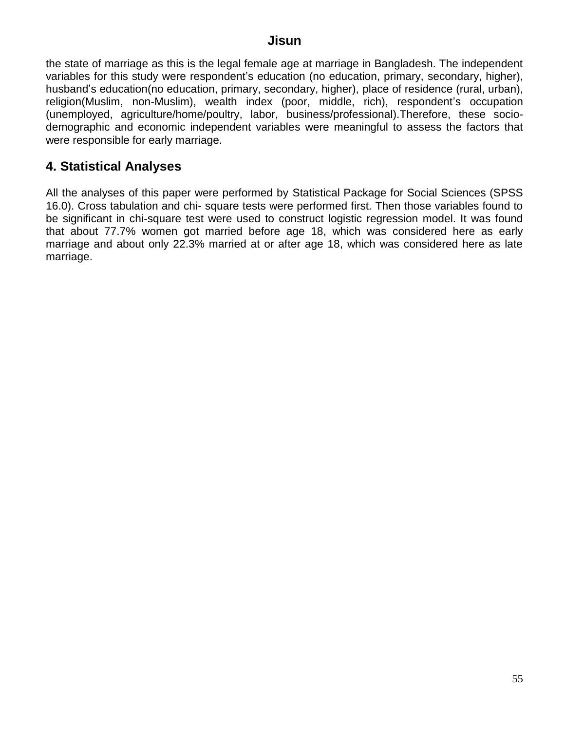the state of marriage as this is the legal female age at marriage in Bangladesh. The independent variables for this study were respondent's education (no education, primary, secondary, higher), husband's education(no education, primary, secondary, higher), place of residence (rural, urban), religion(Muslim, non-Muslim), wealth index (poor, middle, rich), respondent's occupation (unemployed, agriculture/home/poultry, labor, business/professional).Therefore, these socio-demographic and economic independent variables were meaningful to assess the factors that were responsible for early marriage.

## 4. Statistical Analyses

All the analyses of this paper were performed by Statistical Package for Social Sciences (SPSS 16.0). Cross tabulation and chi- square tests were performed first. Then those variables found to be significant in chi-square test were used to construct logistic regression model. It was found that about 77.7% women got married before age 18, which was considered here as early marriage and about only 22.3% married at or after age 18, which was considered here as late marriage.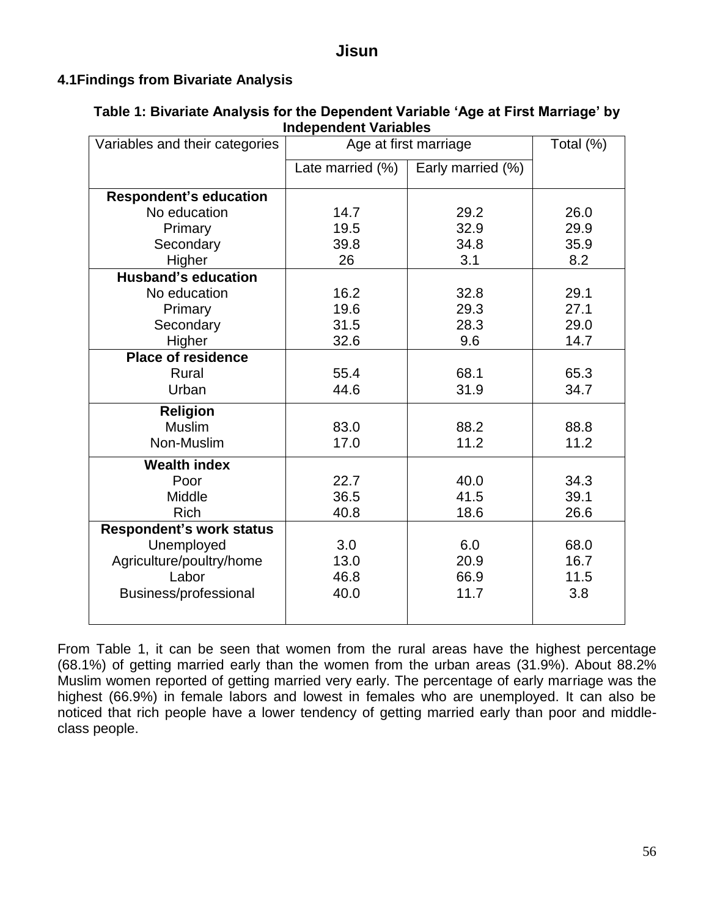### 4.1 Findings from Bivariate Analysis

**Table 1: Bivariate Analysis for the Dependent Variable 'Age at First Marriage' by Independent Variables**

| Variables and their categories | Age at first marriage | | Total (%) |
|---|---|---|---|
| | Late married (%) | Early married (%) | |
| **Respondent's education** | | | |
| No education | 14.7 | 29.2 | 26.0 |
| Primary | 19.5 | 32.9 | 29.9 |
| Secondary | 39.8 | 34.8 | 35.9 |
| Higher | 26 | 3.1 | 8.2 |
| **Husband's education** | | | |
| No education | 16.2 | 32.8 | 29.1 |
| Primary | 19.6 | 29.3 | 27.1 |
| Secondary | 31.5 | 28.3 | 29.0 |
| Higher | 32.6 | 9.6 | 14.7 |
| **Place of residence** | | | |
| Rural | 55.4 | 68.1 | 65.3 |
| Urban | 44.6 | 31.9 | 34.7 |
| **Religion** | | | |
| Muslim | 83.0 | 88.2 | 88.8 |
| Non-Muslim | 17.0 | 11.2 | 11.2 |
| **Wealth index** | | | |
| Poor | 22.7 | 40.0 | 34.3 |
| Middle | 36.5 | 41.5 | 39.1 |
| Rich | 40.8 | 18.6 | 26.6 |
| **Respondent's work status** | | | |
| Unemployed | 3.0 | 6.0 | 68.0 |
| Agriculture/poultry/home | 13.0 | 20.9 | 16.7 |
| Labor | 46.8 | 66.9 | 11.5 |
| Business/professional | 40.0 | 11.7 | 3.8 |

From Table 1, it can be seen that women from the rural areas have the highest percentage (68.1%) of getting married early than the women from the urban areas (31.9%). About 88.2% Muslim women reported of getting married very early. The percentage of early marriage was the highest (66.9%) in female labors and lowest in females who are unemployed. It can also be noticed that rich people have a lower tendency of getting married early than poor and middle-class people.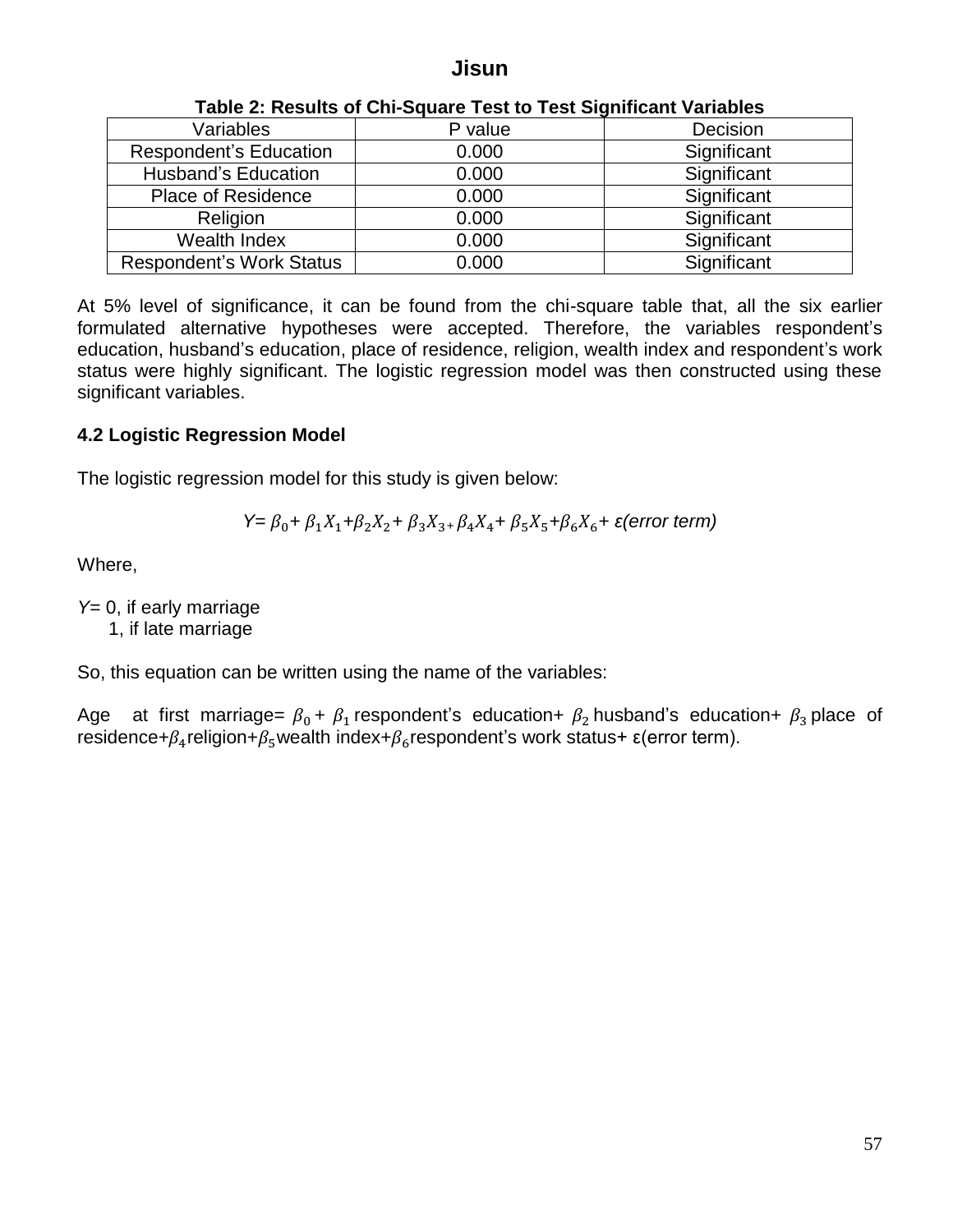**Table 2: Results of Chi-Square Test to Test Significant Variables**

| Variables | P value | Decision |
|---|---|---|
| Respondent's Education | 0.000 | Significant |
| Husband's Education | 0.000 | Significant |
| Place of Residence | 0.000 | Significant |
| Religion | 0.000 | Significant |
| Wealth Index | 0.000 | Significant |
| Respondent's Work Status | 0.000 | Significant |

At 5% level of significance, it can be found from the chi-square table that, all the six earlier formulated alternative hypotheses were accepted. Therefore, the variables respondent's education, husband's education, place of residence, religion, wealth index and respondent's work status were highly significant. The logistic regression model was then constructed using these significant variables.

### 4.2 Logistic Regression Model

The logistic regression model for this study is given below:

$$Y = \beta_0 + \beta_1 X_1 + \beta_2 X_2 + \beta_3 X_3 + \beta_4 X_4 + \beta_5 X_5 + \beta_6 X_6 + \varepsilon(\text{error term})$$

Where,

$Y$= 0, if early marriage
  1, if late marriage

So, this equation can be written using the name of the variables:

Age at first marriage= $\beta_0$ + $\beta_1$ respondent's education+ $\beta_2$ husband's education+ $\beta_3$ place of residence+$\beta_4$religion+$\beta_5$wealth index+$\beta_6$respondent's work status+ ε(error term).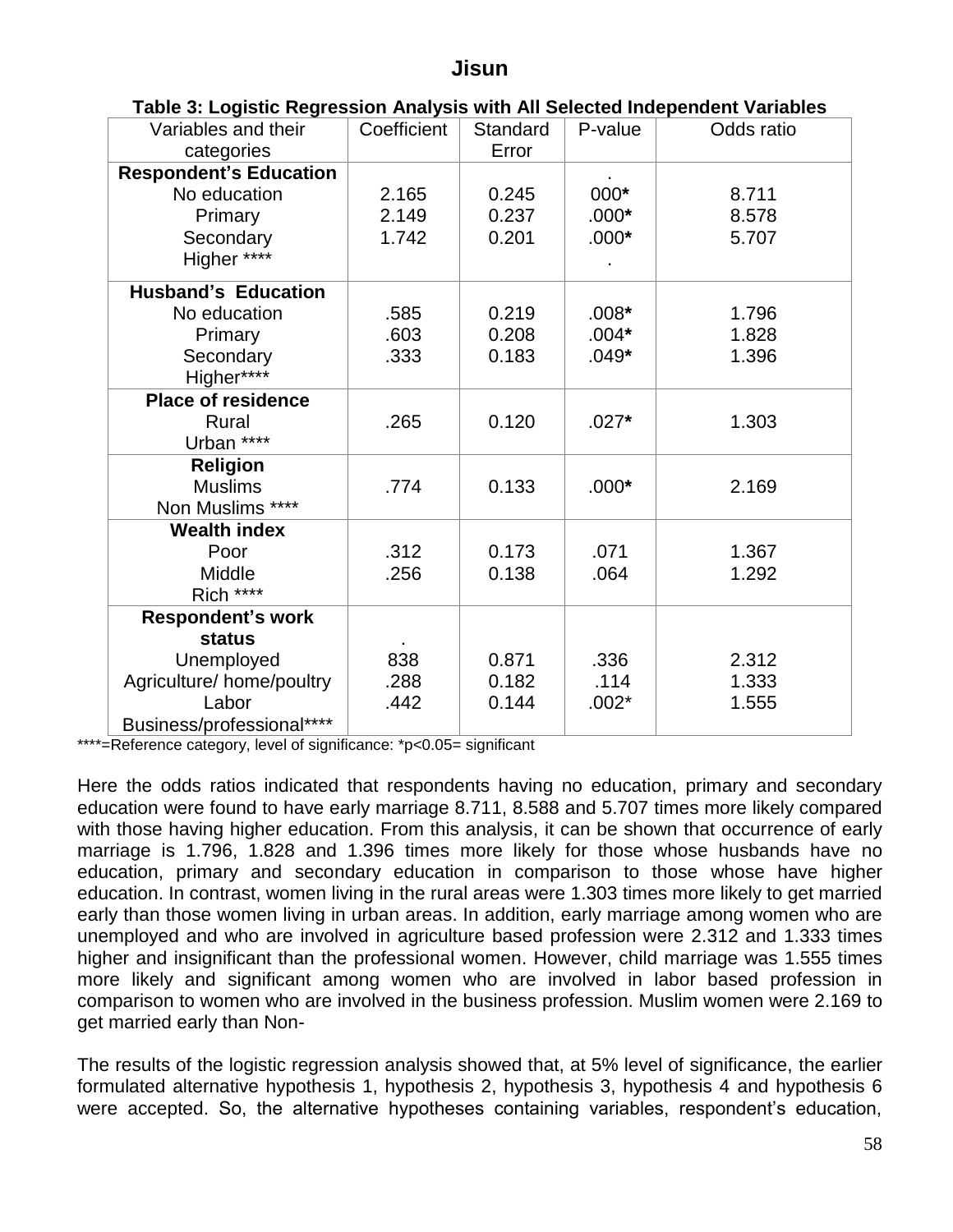**Table 3: Logistic Regression Analysis with All Selected Independent Variables**

| Variables and their categories | Coefficient | Standard Error | P-value | Odds ratio |
|---|---|---|---|---|
| **Respondent's Education** | | | . | |
| No education | 2.165 | 0.245 | 000* | 8.711 |
| Primary | 2.149 | 0.237 | .000* | 8.578 |
| Secondary | 1.742 | 0.201 | .000* | 5.707 |
| Higher **** | | | . | |
| **Husband's Education** | | | | |
| No education | .585 | 0.219 | .008* | 1.796 |
| Primary | .603 | 0.208 | .004* | 1.828 |
| Secondary | .333 | 0.183 | .049* | 1.396 |
| Higher**** | | | | |
| **Place of residence** | | | | |
| Rural | .265 | 0.120 | .027* | 1.303 |
| Urban **** | | | | |
| **Religion** | | | | |
| Muslims | .774 | 0.133 | .000* | 2.169 |
| Non Muslims **** | | | | |
| **Wealth index** | | | | |
| Poor | .312 | 0.173 | .071 | 1.367 |
| Middle | .256 | 0.138 | .064 | 1.292 |
| Rich **** | | | | |
| **Respondent's work status** | . | | | |
| Unemployed | 838 | 0.871 | .336 | 2.312 |
| Agriculture/ home/poultry | .288 | 0.182 | .114 | 1.333 |
| Labor | .442 | 0.144 | .002* | 1.555 |
| Business/professional**** | | | | |

****=Reference category, level of significance: *p<0.05= significant

Here the odds ratios indicated that respondents having no education, primary and secondary education were found to have early marriage 8.711, 8.588 and 5.707 times more likely compared with those having higher education. From this analysis, it can be shown that occurrence of early marriage is 1.796, 1.828 and 1.396 times more likely for those whose husbands have no education, primary and secondary education in comparison to those whose have higher education. In contrast, women living in the rural areas were 1.303 times more likely to get married early than those women living in urban areas. In addition, early marriage among women who are unemployed and who are involved in agriculture based profession were 2.312 and 1.333 times higher and insignificant than the professional women. However, child marriage was 1.555 times more likely and significant among women who are involved in labor based profession in comparison to women who are involved in the business profession. Muslim women were 2.169 to get married early than Non-

The results of the logistic regression analysis showed that, at 5% level of significance, the earlier formulated alternative hypothesis 1, hypothesis 2, hypothesis 3, hypothesis 4 and hypothesis 6 were accepted. So, the alternative hypotheses containing variables, respondent's education,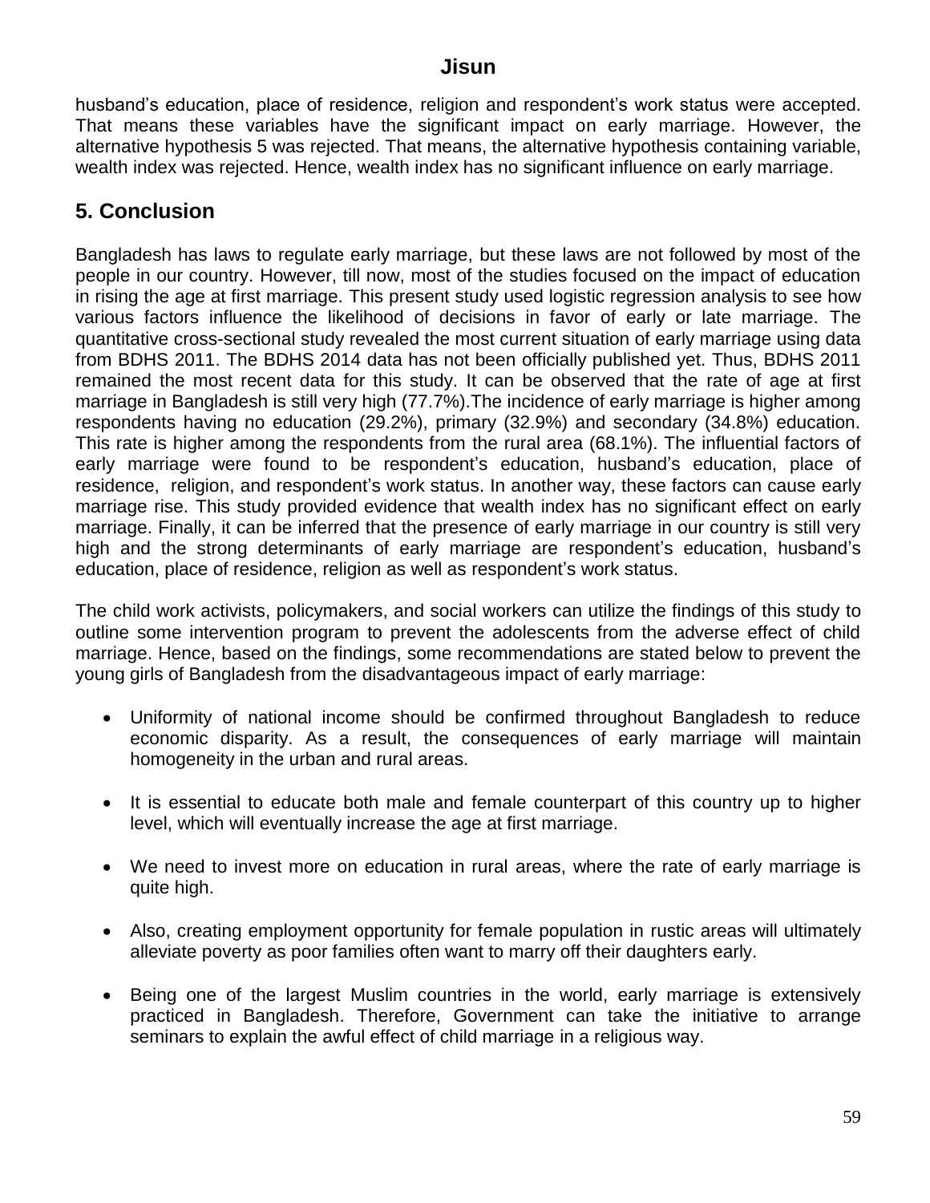husband's education, place of residence, religion and respondent's work status were accepted. That means these variables have the significant impact on early marriage. However, the alternative hypothesis 5 was rejected. That means, the alternative hypothesis containing variable, wealth index was rejected. Hence, wealth index has no significant influence on early marriage.

## 5. Conclusion

Bangladesh has laws to regulate early marriage, but these laws are not followed by most of the people in our country. However, till now, most of the studies focused on the impact of education in rising the age at first marriage. This present study used logistic regression analysis to see how various factors influence the likelihood of decisions in favor of early or late marriage. The quantitative cross-sectional study revealed the most current situation of early marriage using data from BDHS 2011. The BDHS 2014 data has not been officially published yet. Thus, BDHS 2011 remained the most recent data for this study. It can be observed that the rate of age at first marriage in Bangladesh is still very high (77.7%).The incidence of early marriage is higher among respondents having no education (29.2%), primary (32.9%) and secondary (34.8%) education. This rate is higher among the respondents from the rural area (68.1%). The influential factors of early marriage were found to be respondent's education, husband's education, place of residence, religion, and respondent's work status. In another way, these factors can cause early marriage rise. This study provided evidence that wealth index has no significant effect on early marriage. Finally, it can be inferred that the presence of early marriage in our country is still very high and the strong determinants of early marriage are respondent's education, husband's education, place of residence, religion as well as respondent's work status.

The child work activists, policymakers, and social workers can utilize the findings of this study to outline some intervention program to prevent the adolescents from the adverse effect of child marriage. Hence, based on the findings, some recommendations are stated below to prevent the young girls of Bangladesh from the disadvantageous impact of early marriage:

- Uniformity of national income should be confirmed throughout Bangladesh to reduce economic disparity. As a result, the consequences of early marriage will maintain homogeneity in the urban and rural areas.
- It is essential to educate both male and female counterpart of this country up to higher level, which will eventually increase the age at first marriage.
- We need to invest more on education in rural areas, where the rate of early marriage is quite high.
- Also, creating employment opportunity for female population in rustic areas will ultimately alleviate poverty as poor families often want to marry off their daughters early.
- Being one of the largest Muslim countries in the world, early marriage is extensively practiced in Bangladesh. Therefore, Government can take the initiative to arrange seminars to explain the awful effect of child marriage in a religious way.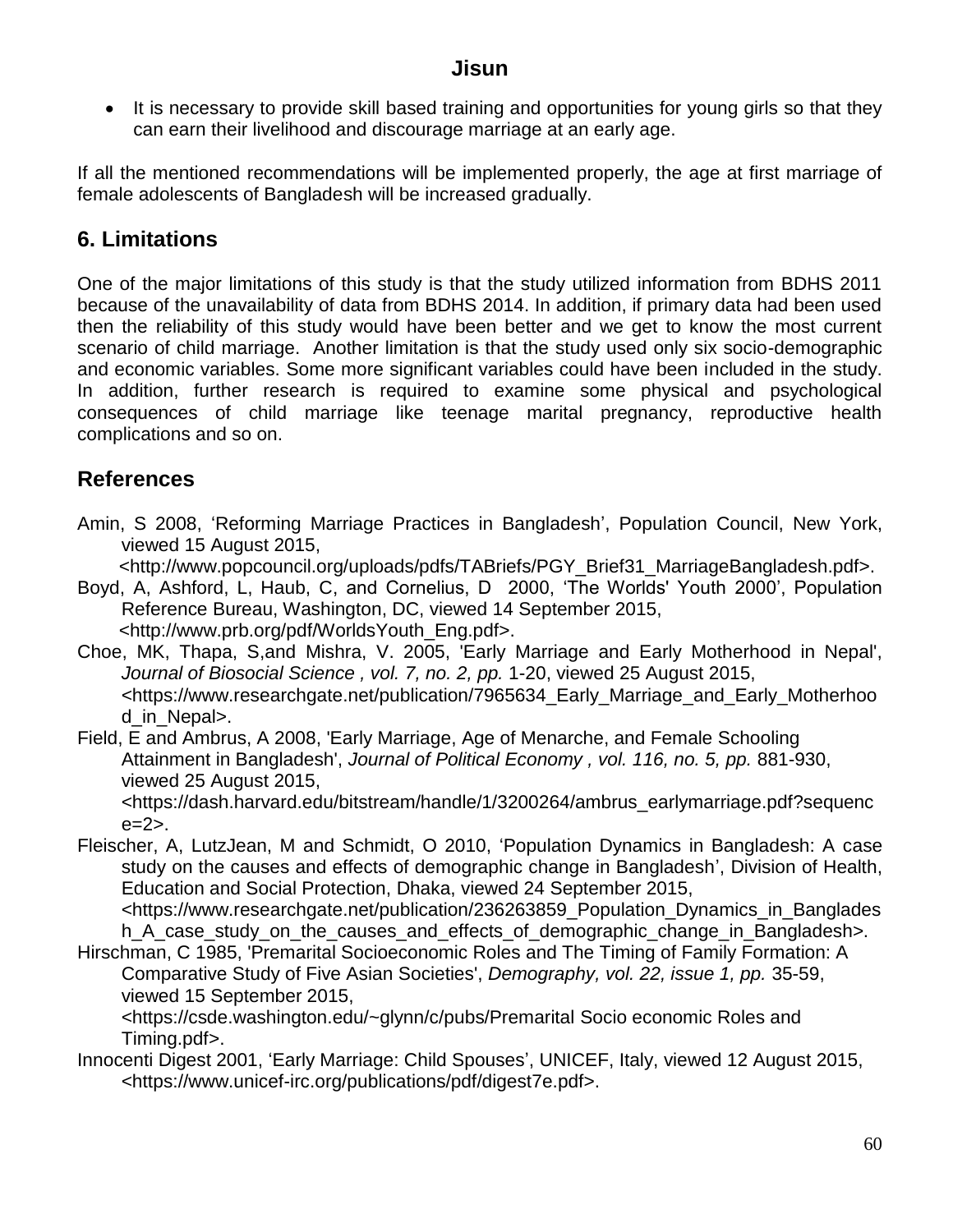- It is necessary to provide skill based training and opportunities for young girls so that they can earn their livelihood and discourage marriage at an early age.

If all the mentioned recommendations will be implemented properly, the age at first marriage of female adolescents of Bangladesh will be increased gradually.

## 6. Limitations

One of the major limitations of this study is that the study utilized information from BDHS 2011 because of the unavailability of data from BDHS 2014. In addition, if primary data had been used then the reliability of this study would have been better and we get to know the most current scenario of child marriage. Another limitation is that the study used only six socio-demographic and economic variables. Some more significant variables could have been included in the study. In addition, further research is required to examine some physical and psychological consequences of child marriage like teenage marital pregnancy, reproductive health complications and so on.

## References

Amin, S 2008, 'Reforming Marriage Practices in Bangladesh', Population Council, New York, viewed 15 August 2015, <http://www.popcouncil.org/uploads/pdfs/TABriefs/PGY_Brief31_MarriageBangladesh.pdf>.

Boyd, A, Ashford, L, Haub, C, and Cornelius, D 2000, 'The Worlds' Youth 2000', Population Reference Bureau, Washington, DC, viewed 14 September 2015, <http://www.prb.org/pdf/WorldsYouth_Eng.pdf>.

Choe, MK, Thapa, S,and Mishra, V. 2005, 'Early Marriage and Early Motherhood in Nepal', *Journal of Biosocial Science , vol. 7, no. 2, pp.* 1-20, viewed 25 August 2015, <https://www.researchgate.net/publication/7965634_Early_Marriage_and_Early_Motherhood_in_Nepal>.

Field, E and Ambrus, A 2008, 'Early Marriage, Age of Menarche, and Female Schooling Attainment in Bangladesh', *Journal of Political Economy , vol. 116, no. 5, pp.* 881-930, viewed 25 August 2015, <https://dash.harvard.edu/bitstream/handle/1/3200264/ambrus_earlymarriage.pdf?sequence=2>.

Fleischer, A, LutzJean, M and Schmidt, O 2010, 'Population Dynamics in Bangladesh: A case study on the causes and effects of demographic change in Bangladesh', Division of Health, Education and Social Protection, Dhaka, viewed 24 September 2015, <https://www.researchgate.net/publication/236263859_Population_Dynamics_in_Bangladesh_A_case_study_on_the_causes_and_effects_of_demographic_change_in_Bangladesh>.

Hirschman, C 1985, 'Premarital Socioeconomic Roles and The Timing of Family Formation: A Comparative Study of Five Asian Societies', *Demography, vol. 22, issue 1, pp.* 35-59, viewed 15 September 2015, <https://csde.washington.edu/~glynn/c/pubs/Premarital Socio economic Roles and Timing.pdf>.

Innocenti Digest 2001, 'Early Marriage: Child Spouses', UNICEF, Italy, viewed 12 August 2015, <https://www.unicef-irc.org/publications/pdf/digest7e.pdf>.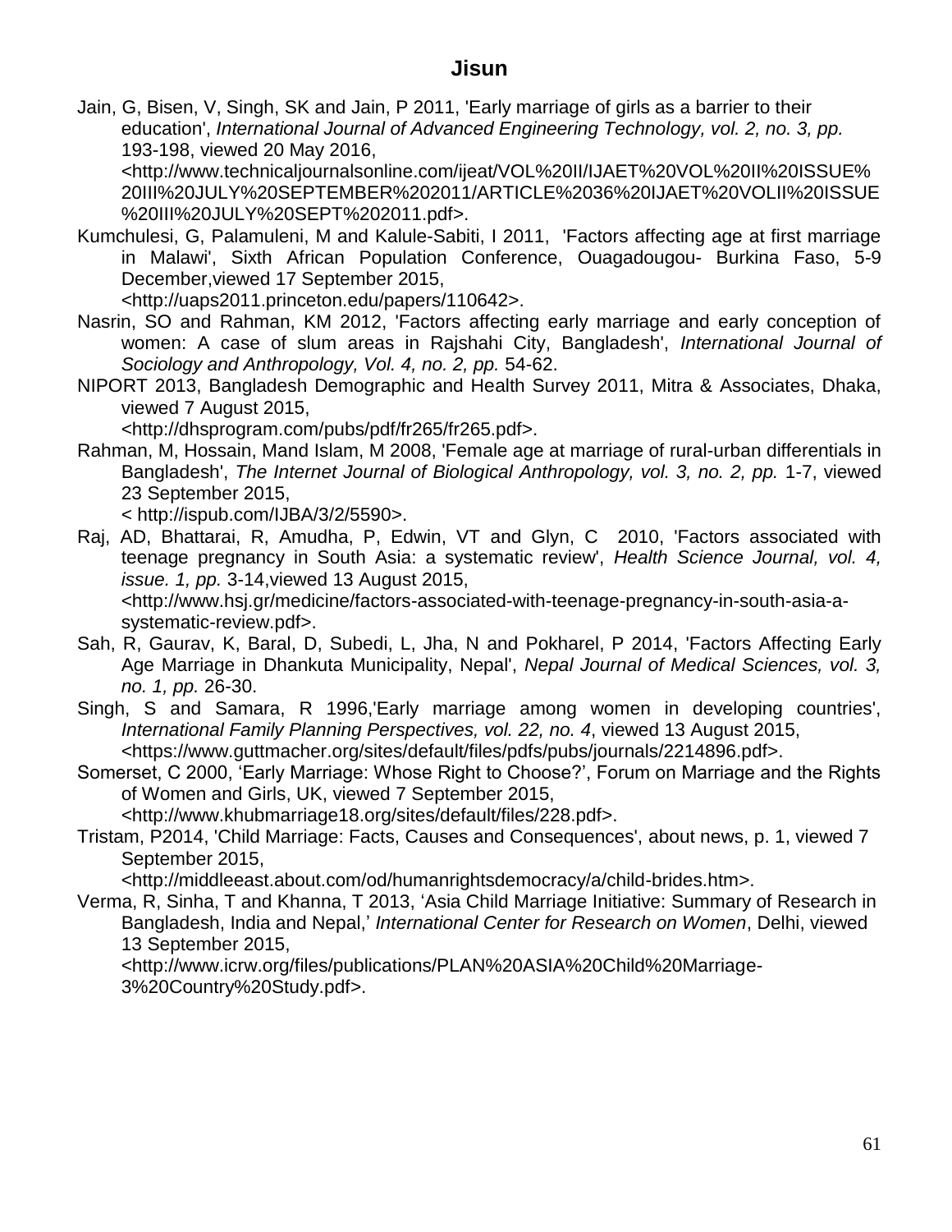Jain, G, Bisen, V, Singh, SK and Jain, P 2011, 'Early marriage of girls as a barrier to their education', *International Journal of Advanced Engineering Technology, vol. 2, no. 3, pp.* 193-198, viewed 20 May 2016, <http://www.technicaljournalsonline.com/ijeat/VOL%20II/IJAET%20VOL%20II%20ISSUE%20III%20JULY%20SEPTEMBER%202011/ARTICLE%2036%20IJAET%20VOLII%20ISSUE%20III%20JULY%20SEPT%202011.pdf>.

Kumchulesi, G, Palamuleni, M and Kalule-Sabiti, I 2011, 'Factors affecting age at first marriage in Malawi', Sixth African Population Conference, Ouagadougou- Burkina Faso, 5-9 December,viewed 17 September 2015, <http://uaps2011.princeton.edu/papers/110642>.

Nasrin, SO and Rahman, KM 2012, 'Factors affecting early marriage and early conception of women: A case of slum areas in Rajshahi City, Bangladesh', *International Journal of Sociology and Anthropology, Vol. 4, no. 2, pp.* 54-62.

NIPORT 2013, Bangladesh Demographic and Health Survey 2011, Mitra & Associates, Dhaka, viewed 7 August 2015, <http://dhsprogram.com/pubs/pdf/fr265/fr265.pdf>.

Rahman, M, Hossain, Mand Islam, M 2008, 'Female age at marriage of rural-urban differentials in Bangladesh', *The Internet Journal of Biological Anthropology, vol. 3, no. 2, pp.* 1-7, viewed 23 September 2015, < http://ispub.com/IJBA/3/2/5590>.

Raj, AD, Bhattarai, R, Amudha, P, Edwin, VT and Glyn, C 2010, 'Factors associated with teenage pregnancy in South Asia: a systematic review', *Health Science Journal, vol. 4, issue. 1, pp.* 3-14,viewed 13 August 2015, <http://www.hsj.gr/medicine/factors-associated-with-teenage-pregnancy-in-south-asia-a-systematic-review.pdf>.

Sah, R, Gaurav, K, Baral, D, Subedi, L, Jha, N and Pokharel, P 2014, 'Factors Affecting Early Age Marriage in Dhankuta Municipality, Nepal', *Nepal Journal of Medical Sciences, vol. 3, no. 1, pp.* 26-30.

Singh, S and Samara, R 1996,'Early marriage among women in developing countries', *International Family Planning Perspectives, vol. 22, no. 4*, viewed 13 August 2015, <https://www.guttmacher.org/sites/default/files/pdfs/pubs/journals/2214896.pdf>.

Somerset, C 2000, 'Early Marriage: Whose Right to Choose?', Forum on Marriage and the Rights of Women and Girls, UK, viewed 7 September 2015, <http://www.khubmarriage18.org/sites/default/files/228.pdf>.

Tristam, P2014, 'Child Marriage: Facts, Causes and Consequences', about news, p. 1, viewed 7 September 2015, <http://middleeast.about.com/od/humanrightsdemocracy/a/child-brides.htm>.

Verma, R, Sinha, T and Khanna, T 2013, 'Asia Child Marriage Initiative: Summary of Research in Bangladesh, India and Nepal,' *International Center for Research on Women*, Delhi, viewed 13 September 2015, <http://www.icrw.org/files/publications/PLAN%20ASIA%20Child%20Marriage-3%20Country%20Study.pdf>.